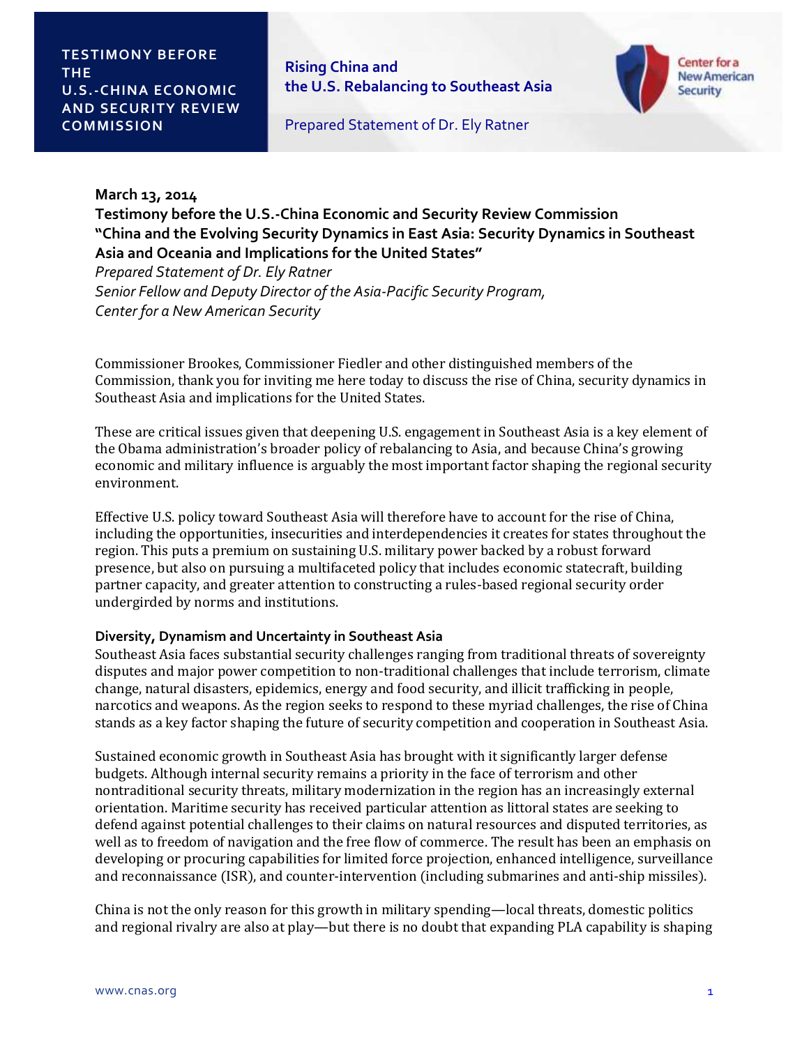TESTIMONY BEFORE THE U.S.-CHINA ECONOMIC AND SECURITY REVIEW COMMISSION

**Rising China and the U.S. Rebalancing to Southeast Asia**

Prepared Statement of Dr. Ely Ratner

Center for a New American Security

**March 13, 2014**
**Testimony before the U.S.-China Economic and Security Review Commission**
**"China and the Evolving Security Dynamics in East Asia: Security Dynamics in Southeast Asia and Oceania and Implications for the United States"**
*Prepared Statement of Dr. Ely Ratner*
*Senior Fellow and Deputy Director of the Asia-Pacific Security Program, Center for a New American Security*

Commissioner Brookes, Commissioner Fiedler and other distinguished members of the Commission, thank you for inviting me here today to discuss the rise of China, security dynamics in Southeast Asia and implications for the United States.

These are critical issues given that deepening U.S. engagement in Southeast Asia is a key element of the Obama administration's broader policy of rebalancing to Asia, and because China's growing economic and military influence is arguably the most important factor shaping the regional security environment.

Effective U.S. policy toward Southeast Asia will therefore have to account for the rise of China, including the opportunities, insecurities and interdependencies it creates for states throughout the region. This puts a premium on sustaining U.S. military power backed by a robust forward presence, but also on pursuing a multifaceted policy that includes economic statecraft, building partner capacity, and greater attention to constructing a rules-based regional security order undergirded by norms and institutions.

### Diversity, Dynamism and Uncertainty in Southeast Asia

Southeast Asia faces substantial security challenges ranging from traditional threats of sovereignty disputes and major power competition to non-traditional challenges that include terrorism, climate change, natural disasters, epidemics, energy and food security, and illicit trafficking in people, narcotics and weapons. As the region seeks to respond to these myriad challenges, the rise of China stands as a key factor shaping the future of security competition and cooperation in Southeast Asia.

Sustained economic growth in Southeast Asia has brought with it significantly larger defense budgets. Although internal security remains a priority in the face of terrorism and other nontraditional security threats, military modernization in the region has an increasingly external orientation. Maritime security has received particular attention as littoral states are seeking to defend against potential challenges to their claims on natural resources and disputed territories, as well as to freedom of navigation and the free flow of commerce. The result has been an emphasis on developing or procuring capabilities for limited force projection, enhanced intelligence, surveillance and reconnaissance (ISR), and counter-intervention (including submarines and anti-ship missiles).

China is not the only reason for this growth in military spending—local threats, domestic politics and regional rivalry are also at play—but there is no doubt that expanding PLA capability is shaping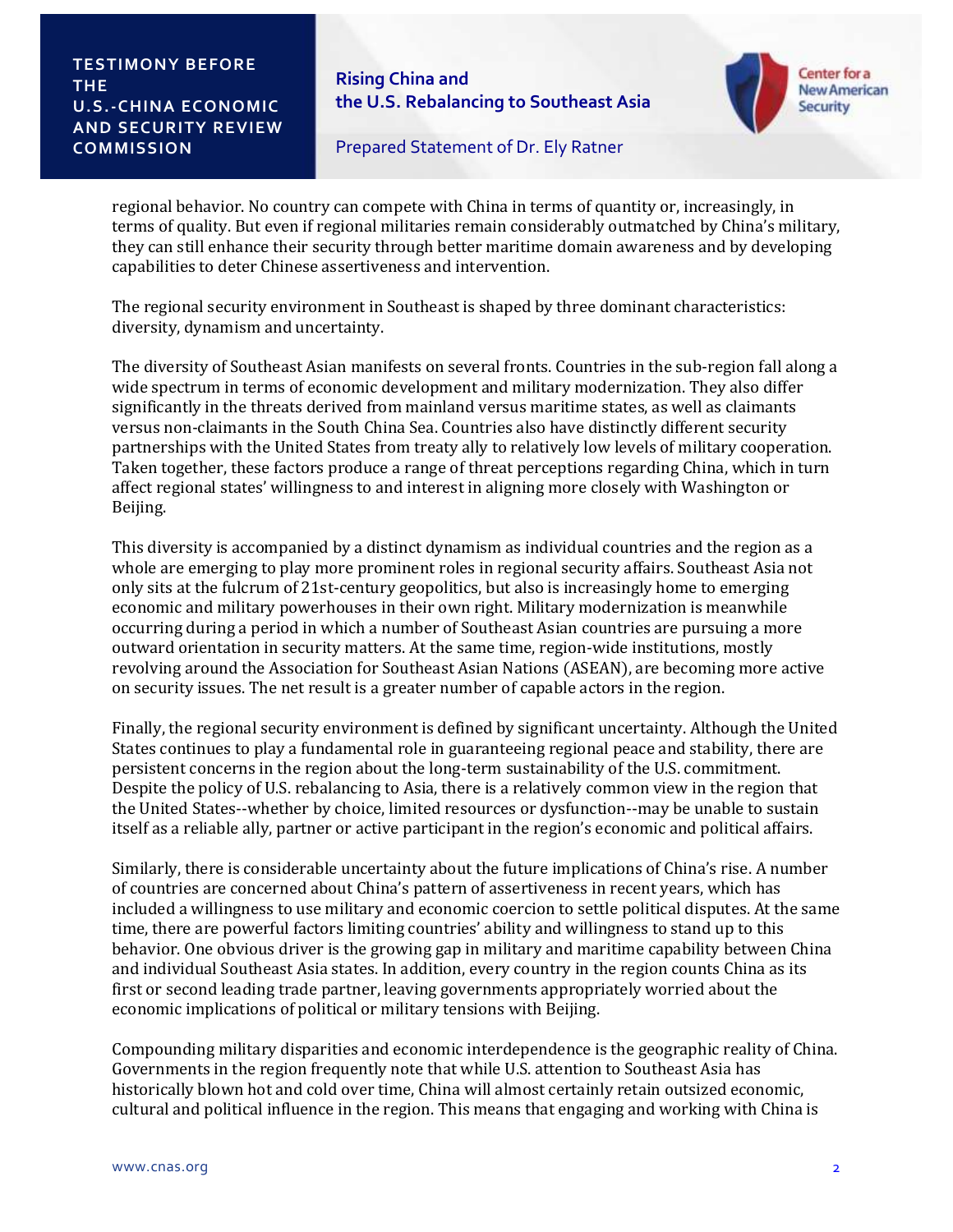regional behavior. No country can compete with China in terms of quantity or, increasingly, in terms of quality. But even if regional militaries remain considerably outmatched by China's military, they can still enhance their security through better maritime domain awareness and by developing capabilities to deter Chinese assertiveness and intervention.

The regional security environment in Southeast is shaped by three dominant characteristics: diversity, dynamism and uncertainty.

The diversity of Southeast Asian manifests on several fronts. Countries in the sub-region fall along a wide spectrum in terms of economic development and military modernization. They also differ significantly in the threats derived from mainland versus maritime states, as well as claimants versus non-claimants in the South China Sea. Countries also have distinctly different security partnerships with the United States from treaty ally to relatively low levels of military cooperation. Taken together, these factors produce a range of threat perceptions regarding China, which in turn affect regional states' willingness to and interest in aligning more closely with Washington or Beijing.

This diversity is accompanied by a distinct dynamism as individual countries and the region as a whole are emerging to play more prominent roles in regional security affairs. Southeast Asia not only sits at the fulcrum of 21st-century geopolitics, but also is increasingly home to emerging economic and military powerhouses in their own right. Military modernization is meanwhile occurring during a period in which a number of Southeast Asian countries are pursuing a more outward orientation in security matters. At the same time, region-wide institutions, mostly revolving around the Association for Southeast Asian Nations (ASEAN), are becoming more active on security issues. The net result is a greater number of capable actors in the region.

Finally, the regional security environment is defined by significant uncertainty. Although the United States continues to play a fundamental role in guaranteeing regional peace and stability, there are persistent concerns in the region about the long-term sustainability of the U.S. commitment. Despite the policy of U.S. rebalancing to Asia, there is a relatively common view in the region that the United States--whether by choice, limited resources or dysfunction--may be unable to sustain itself as a reliable ally, partner or active participant in the region's economic and political affairs.

Similarly, there is considerable uncertainty about the future implications of China's rise. A number of countries are concerned about China's pattern of assertiveness in recent years, which has included a willingness to use military and economic coercion to settle political disputes. At the same time, there are powerful factors limiting countries' ability and willingness to stand up to this behavior. One obvious driver is the growing gap in military and maritime capability between China and individual Southeast Asia states. In addition, every country in the region counts China as its first or second leading trade partner, leaving governments appropriately worried about the economic implications of political or military tensions with Beijing.

Compounding military disparities and economic interdependence is the geographic reality of China. Governments in the region frequently note that while U.S. attention to Southeast Asia has historically blown hot and cold over time, China will almost certainly retain outsized economic, cultural and political influence in the region. This means that engaging and working with China is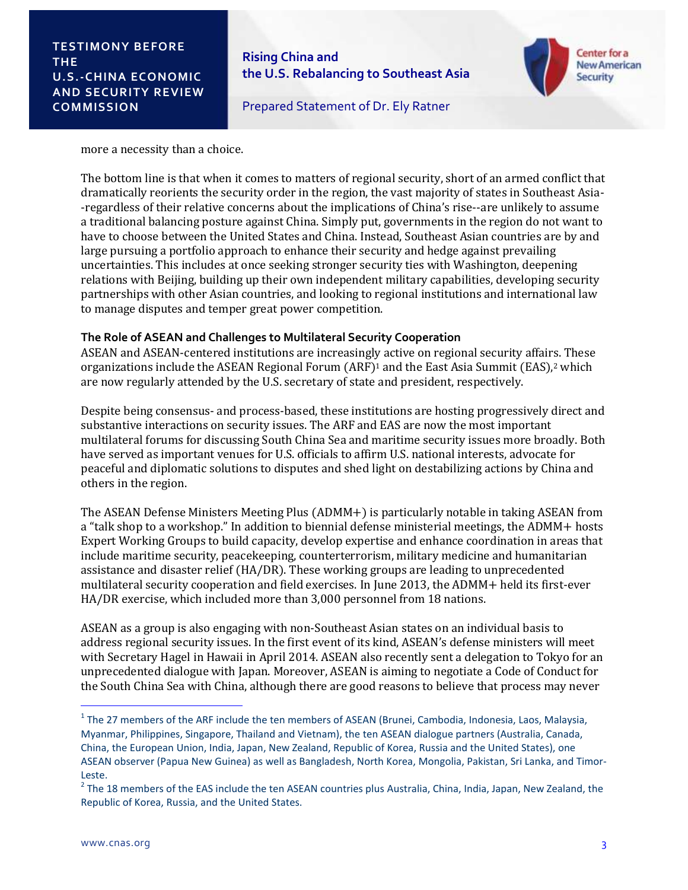more a necessity than a choice.

The bottom line is that when it comes to matters of regional security, short of an armed conflict that dramatically reorients the security order in the region, the vast majority of states in Southeast Asia--regardless of their relative concerns about the implications of China's rise--are unlikely to assume a traditional balancing posture against China. Simply put, governments in the region do not want to have to choose between the United States and China. Instead, Southeast Asian countries are by and large pursuing a portfolio approach to enhance their security and hedge against prevailing uncertainties. This includes at once seeking stronger security ties with Washington, deepening relations with Beijing, building up their own independent military capabilities, developing security partnerships with other Asian countries, and looking to regional institutions and international law to manage disputes and temper great power competition.

**The Role of ASEAN and Challenges to Multilateral Security Cooperation**

ASEAN and ASEAN-centered institutions are increasingly active on regional security affairs. These organizations include the ASEAN Regional Forum (ARF)[1] and the East Asia Summit (EAS),[2] which are now regularly attended by the U.S. secretary of state and president, respectively.

Despite being consensus- and process-based, these institutions are hosting progressively direct and substantive interactions on security issues. The ARF and EAS are now the most important multilateral forums for discussing South China Sea and maritime security issues more broadly. Both have served as important venues for U.S. officials to affirm U.S. national interests, advocate for peaceful and diplomatic solutions to disputes and shed light on destabilizing actions by China and others in the region.

The ASEAN Defense Ministers Meeting Plus (ADMM+) is particularly notable in taking ASEAN from a "talk shop to a workshop." In addition to biennial defense ministerial meetings, the ADMM+ hosts Expert Working Groups to build capacity, develop expertise and enhance coordination in areas that include maritime security, peacekeeping, counterterrorism, military medicine and humanitarian assistance and disaster relief (HA/DR). These working groups are leading to unprecedented multilateral security cooperation and field exercises. In June 2013, the ADMM+ held its first-ever HA/DR exercise, which included more than 3,000 personnel from 18 nations.

ASEAN as a group is also engaging with non-Southeast Asian states on an individual basis to address regional security issues. In the first event of its kind, ASEAN's defense ministers will meet with Secretary Hagel in Hawaii in April 2014. ASEAN also recently sent a delegation to Tokyo for an unprecedented dialogue with Japan. Moreover, ASEAN is aiming to negotiate a Code of Conduct for the South China Sea with China, although there are good reasons to believe that process may never

---

[1] The 27 members of the ARF include the ten members of ASEAN (Brunei, Cambodia, Indonesia, Laos, Malaysia, Myanmar, Philippines, Singapore, Thailand and Vietnam), the ten ASEAN dialogue partners (Australia, Canada, China, the European Union, India, Japan, New Zealand, Republic of Korea, Russia and the United States), one ASEAN observer (Papua New Guinea) as well as Bangladesh, North Korea, Mongolia, Pakistan, Sri Lanka, and Timor-Leste.

[2] The 18 members of the EAS include the ten ASEAN countries plus Australia, China, India, Japan, New Zealand, the Republic of Korea, Russia, and the United States.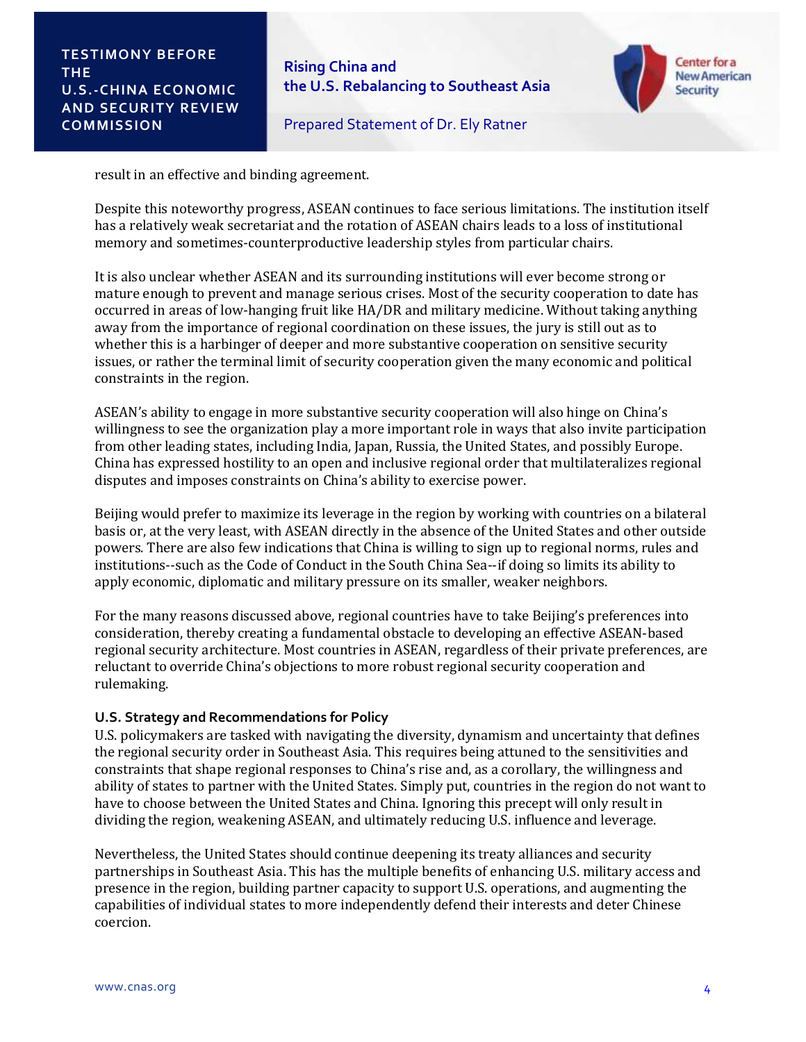result in an effective and binding agreement.

Despite this noteworthy progress, ASEAN continues to face serious limitations. The institution itself has a relatively weak secretariat and the rotation of ASEAN chairs leads to a loss of institutional memory and sometimes-counterproductive leadership styles from particular chairs.

It is also unclear whether ASEAN and its surrounding institutions will ever become strong or mature enough to prevent and manage serious crises. Most of the security cooperation to date has occurred in areas of low-hanging fruit like HA/DR and military medicine. Without taking anything away from the importance of regional coordination on these issues, the jury is still out as to whether this is a harbinger of deeper and more substantive cooperation on sensitive security issues, or rather the terminal limit of security cooperation given the many economic and political constraints in the region.

ASEAN's ability to engage in more substantive security cooperation will also hinge on China's willingness to see the organization play a more important role in ways that also invite participation from other leading states, including India, Japan, Russia, the United States, and possibly Europe. China has expressed hostility to an open and inclusive regional order that multilateralizes regional disputes and imposes constraints on China's ability to exercise power.

Beijing would prefer to maximize its leverage in the region by working with countries on a bilateral basis or, at the very least, with ASEAN directly in the absence of the United States and other outside powers. There are also few indications that China is willing to sign up to regional norms, rules and institutions--such as the Code of Conduct in the South China Sea--if doing so limits its ability to apply economic, diplomatic and military pressure on its smaller, weaker neighbors.

For the many reasons discussed above, regional countries have to take Beijing's preferences into consideration, thereby creating a fundamental obstacle to developing an effective ASEAN-based regional security architecture. Most countries in ASEAN, regardless of their private preferences, are reluctant to override China's objections to more robust regional security cooperation and rulemaking.

### U.S. Strategy and Recommendations for Policy

U.S. policymakers are tasked with navigating the diversity, dynamism and uncertainty that defines the regional security order in Southeast Asia. This requires being attuned to the sensitivities and constraints that shape regional responses to China's rise and, as a corollary, the willingness and ability of states to partner with the United States. Simply put, countries in the region do not want to have to choose between the United States and China. Ignoring this precept will only result in dividing the region, weakening ASEAN, and ultimately reducing U.S. influence and leverage.

Nevertheless, the United States should continue deepening its treaty alliances and security partnerships in Southeast Asia. This has the multiple benefits of enhancing U.S. military access and presence in the region, building partner capacity to support U.S. operations, and augmenting the capabilities of individual states to more independently defend their interests and deter Chinese coercion.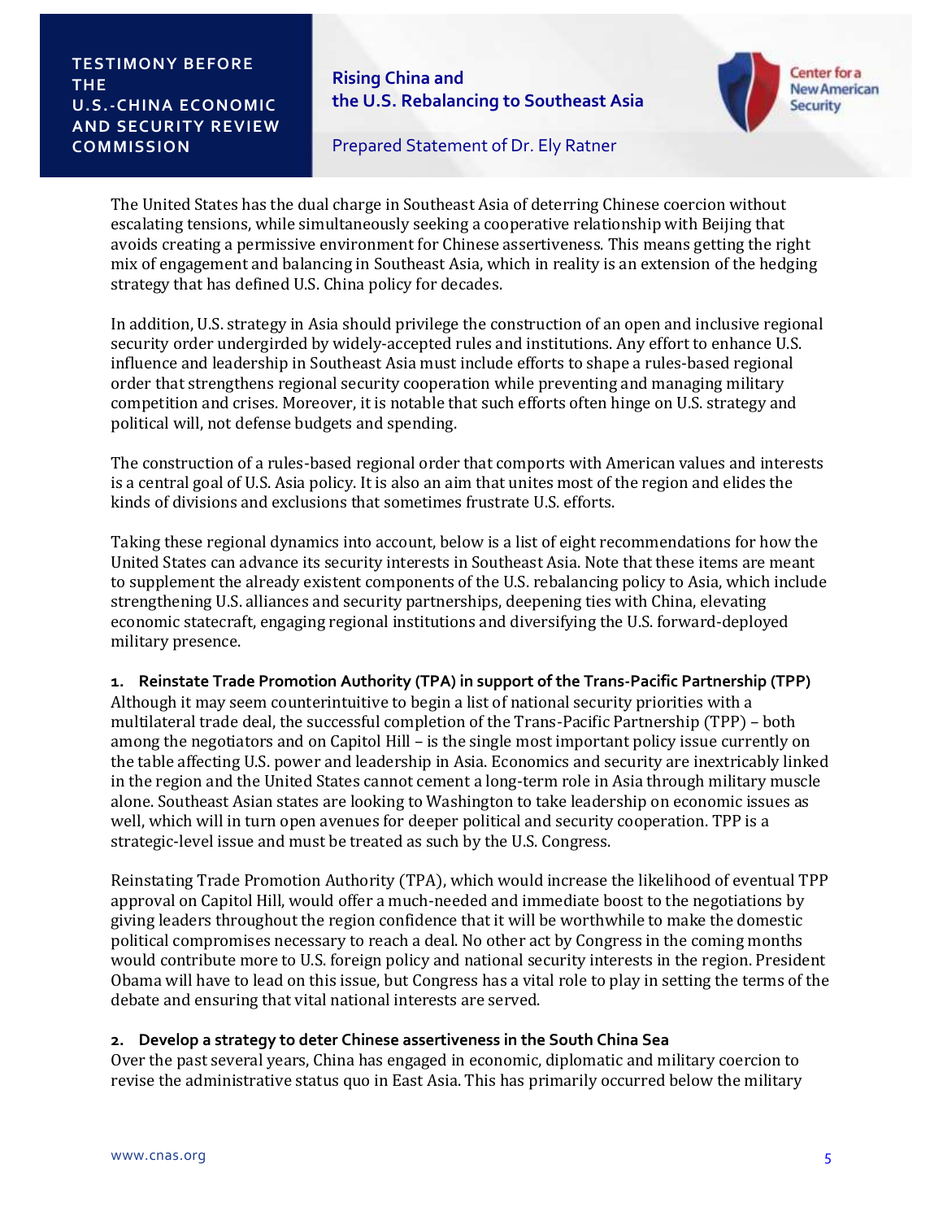The United States has the dual charge in Southeast Asia of deterring Chinese coercion without escalating tensions, while simultaneously seeking a cooperative relationship with Beijing that avoids creating a permissive environment for Chinese assertiveness. This means getting the right mix of engagement and balancing in Southeast Asia, which in reality is an extension of the hedging strategy that has defined U.S. China policy for decades.

In addition, U.S. strategy in Asia should privilege the construction of an open and inclusive regional security order undergirded by widely-accepted rules and institutions. Any effort to enhance U.S. influence and leadership in Southeast Asia must include efforts to shape a rules-based regional order that strengthens regional security cooperation while preventing and managing military competition and crises. Moreover, it is notable that such efforts often hinge on U.S. strategy and political will, not defense budgets and spending.

The construction of a rules-based regional order that comports with American values and interests is a central goal of U.S. Asia policy. It is also an aim that unites most of the region and elides the kinds of divisions and exclusions that sometimes frustrate U.S. efforts.

Taking these regional dynamics into account, below is a list of eight recommendations for how the United States can advance its security interests in Southeast Asia. Note that these items are meant to supplement the already existent components of the U.S. rebalancing policy to Asia, which include strengthening U.S. alliances and security partnerships, deepening ties with China, elevating economic statecraft, engaging regional institutions and diversifying the U.S. forward-deployed military presence.

**1. Reinstate Trade Promotion Authority (TPA) in support of the Trans-Pacific Partnership (TPP)**

Although it may seem counterintuitive to begin a list of national security priorities with a multilateral trade deal, the successful completion of the Trans-Pacific Partnership (TPP) – both among the negotiators and on Capitol Hill – is the single most important policy issue currently on the table affecting U.S. power and leadership in Asia. Economics and security are inextricably linked in the region and the United States cannot cement a long-term role in Asia through military muscle alone. Southeast Asian states are looking to Washington to take leadership on economic issues as well, which will in turn open avenues for deeper political and security cooperation. TPP is a strategic-level issue and must be treated as such by the U.S. Congress.

Reinstating Trade Promotion Authority (TPA), which would increase the likelihood of eventual TPP approval on Capitol Hill, would offer a much-needed and immediate boost to the negotiations by giving leaders throughout the region confidence that it will be worthwhile to make the domestic political compromises necessary to reach a deal. No other act by Congress in the coming months would contribute more to U.S. foreign policy and national security interests in the region. President Obama will have to lead on this issue, but Congress has a vital role to play in setting the terms of the debate and ensuring that vital national interests are served.

**2. Develop a strategy to deter Chinese assertiveness in the South China Sea**

Over the past several years, China has engaged in economic, diplomatic and military coercion to revise the administrative status quo in East Asia. This has primarily occurred below the military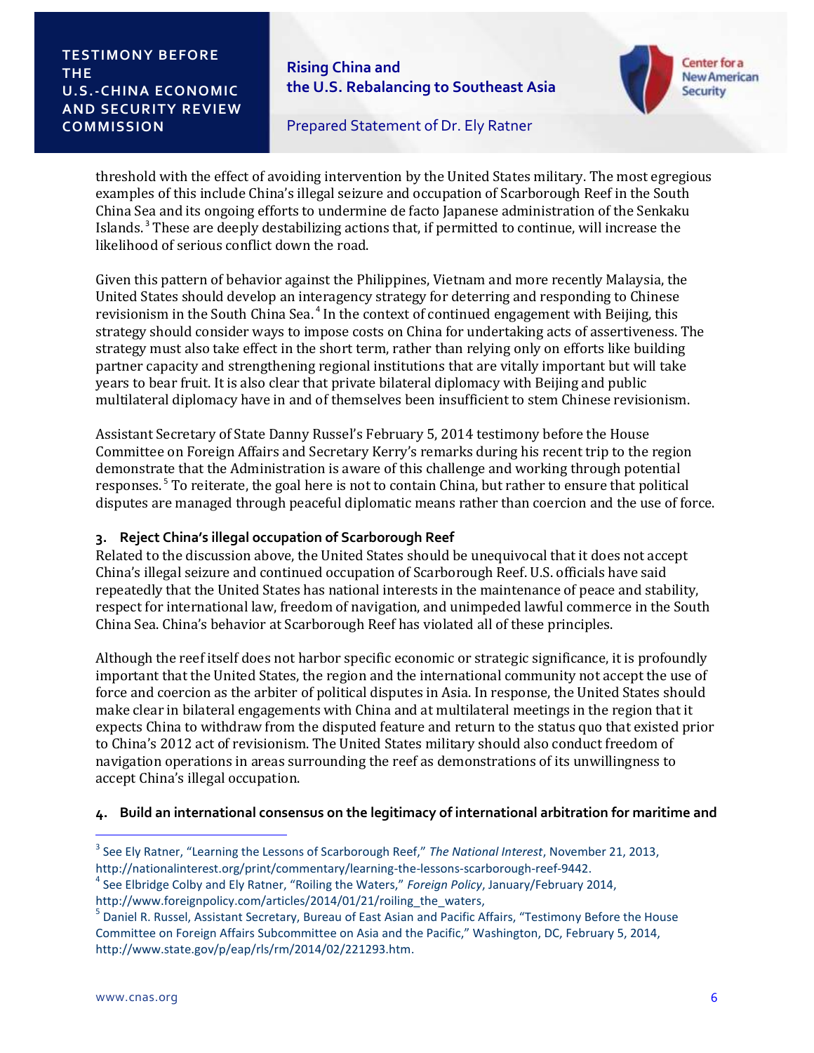threshold with the effect of avoiding intervention by the United States military. The most egregious examples of this include China's illegal seizure and occupation of Scarborough Reef in the South China Sea and its ongoing efforts to undermine de facto Japanese administration of the Senkaku Islands.[3] These are deeply destabilizing actions that, if permitted to continue, will increase the likelihood of serious conflict down the road.

Given this pattern of behavior against the Philippines, Vietnam and more recently Malaysia, the United States should develop an interagency strategy for deterring and responding to Chinese revisionism in the South China Sea.[4] In the context of continued engagement with Beijing, this strategy should consider ways to impose costs on China for undertaking acts of assertiveness. The strategy must also take effect in the short term, rather than relying only on efforts like building partner capacity and strengthening regional institutions that are vitally important but will take years to bear fruit. It is also clear that private bilateral diplomacy with Beijing and public multilateral diplomacy have in and of themselves been insufficient to stem Chinese revisionism.

Assistant Secretary of State Danny Russel's February 5, 2014 testimony before the House Committee on Foreign Affairs and Secretary Kerry's remarks during his recent trip to the region demonstrate that the Administration is aware of this challenge and working through potential responses.[5] To reiterate, the goal here is not to contain China, but rather to ensure that political disputes are managed through peaceful diplomatic means rather than coercion and the use of force.

**3. Reject China's illegal occupation of Scarborough Reef**

Related to the discussion above, the United States should be unequivocal that it does not accept China's illegal seizure and continued occupation of Scarborough Reef. U.S. officials have said repeatedly that the United States has national interests in the maintenance of peace and stability, respect for international law, freedom of navigation, and unimpeded lawful commerce in the South China Sea. China's behavior at Scarborough Reef has violated all of these principles.

Although the reef itself does not harbor specific economic or strategic significance, it is profoundly important that the United States, the region and the international community not accept the use of force and coercion as the arbiter of political disputes in Asia. In response, the United States should make clear in bilateral engagements with China and at multilateral meetings in the region that it expects China to withdraw from the disputed feature and return to the status quo that existed prior to China's 2012 act of revisionism. The United States military should also conduct freedom of navigation operations in areas surrounding the reef as demonstrations of its unwillingness to accept China's illegal occupation.

**4. Build an international consensus on the legitimacy of international arbitration for maritime and**

---

[3] See Ely Ratner, "Learning the Lessons of Scarborough Reef," *The National Interest*, November 21, 2013, http://nationalinterest.org/print/commentary/learning-the-lessons-scarborough-reef-9442.

[4] See Elbridge Colby and Ely Ratner, "Roiling the Waters," *Foreign Policy*, January/February 2014, http://www.foreignpolicy.com/articles/2014/01/21/roiling_the_waters,

[5] Daniel R. Russel, Assistant Secretary, Bureau of East Asian and Pacific Affairs, "Testimony Before the House Committee on Foreign Affairs Subcommittee on Asia and the Pacific," Washington, DC, February 5, 2014, http://www.state.gov/p/eap/rls/rm/2014/02/221293.htm.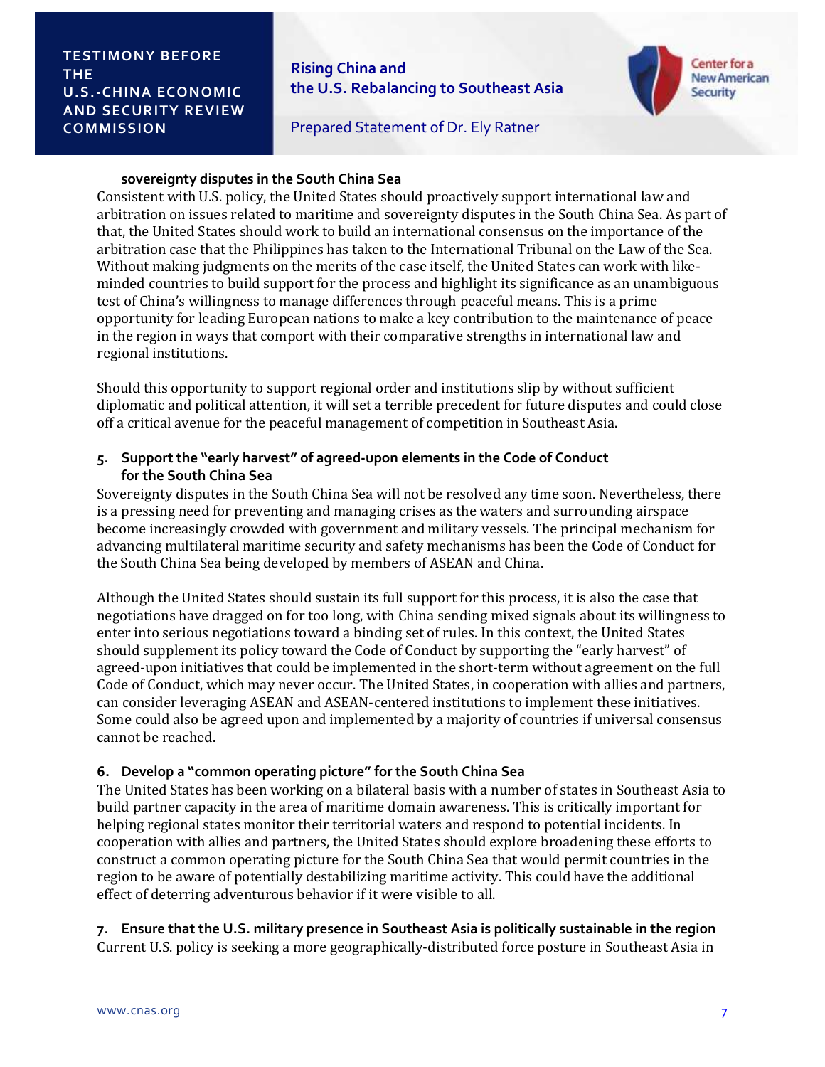**sovereignty disputes in the South China Sea**

Consistent with U.S. policy, the United States should proactively support international law and arbitration on issues related to maritime and sovereignty disputes in the South China Sea. As part of that, the United States should work to build an international consensus on the importance of the arbitration case that the Philippines has taken to the International Tribunal on the Law of the Sea. Without making judgments on the merits of the case itself, the United States can work with like-minded countries to build support for the process and highlight its significance as an unambiguous test of China's willingness to manage differences through peaceful means. This is a prime opportunity for leading European nations to make a key contribution to the maintenance of peace in the region in ways that comport with their comparative strengths in international law and regional institutions.

Should this opportunity to support regional order and institutions slip by without sufficient diplomatic and political attention, it will set a terrible precedent for future disputes and could close off a critical avenue for the peaceful management of competition in Southeast Asia.

**5. Support the "early harvest" of agreed-upon elements in the Code of Conduct for the South China Sea**

Sovereignty disputes in the South China Sea will not be resolved any time soon. Nevertheless, there is a pressing need for preventing and managing crises as the waters and surrounding airspace become increasingly crowded with government and military vessels. The principal mechanism for advancing multilateral maritime security and safety mechanisms has been the Code of Conduct for the South China Sea being developed by members of ASEAN and China.

Although the United States should sustain its full support for this process, it is also the case that negotiations have dragged on for too long, with China sending mixed signals about its willingness to enter into serious negotiations toward a binding set of rules. In this context, the United States should supplement its policy toward the Code of Conduct by supporting the "early harvest" of agreed-upon initiatives that could be implemented in the short-term without agreement on the full Code of Conduct, which may never occur. The United States, in cooperation with allies and partners, can consider leveraging ASEAN and ASEAN-centered institutions to implement these initiatives. Some could also be agreed upon and implemented by a majority of countries if universal consensus cannot be reached.

**6. Develop a "common operating picture" for the South China Sea**

The United States has been working on a bilateral basis with a number of states in Southeast Asia to build partner capacity in the area of maritime domain awareness. This is critically important for helping regional states monitor their territorial waters and respond to potential incidents. In cooperation with allies and partners, the United States should explore broadening these efforts to construct a common operating picture for the South China Sea that would permit countries in the region to be aware of potentially destabilizing maritime activity. This could have the additional effect of deterring adventurous behavior if it were visible to all.

**7. Ensure that the U.S. military presence in Southeast Asia is politically sustainable in the region**

Current U.S. policy is seeking a more geographically-distributed force posture in Southeast Asia in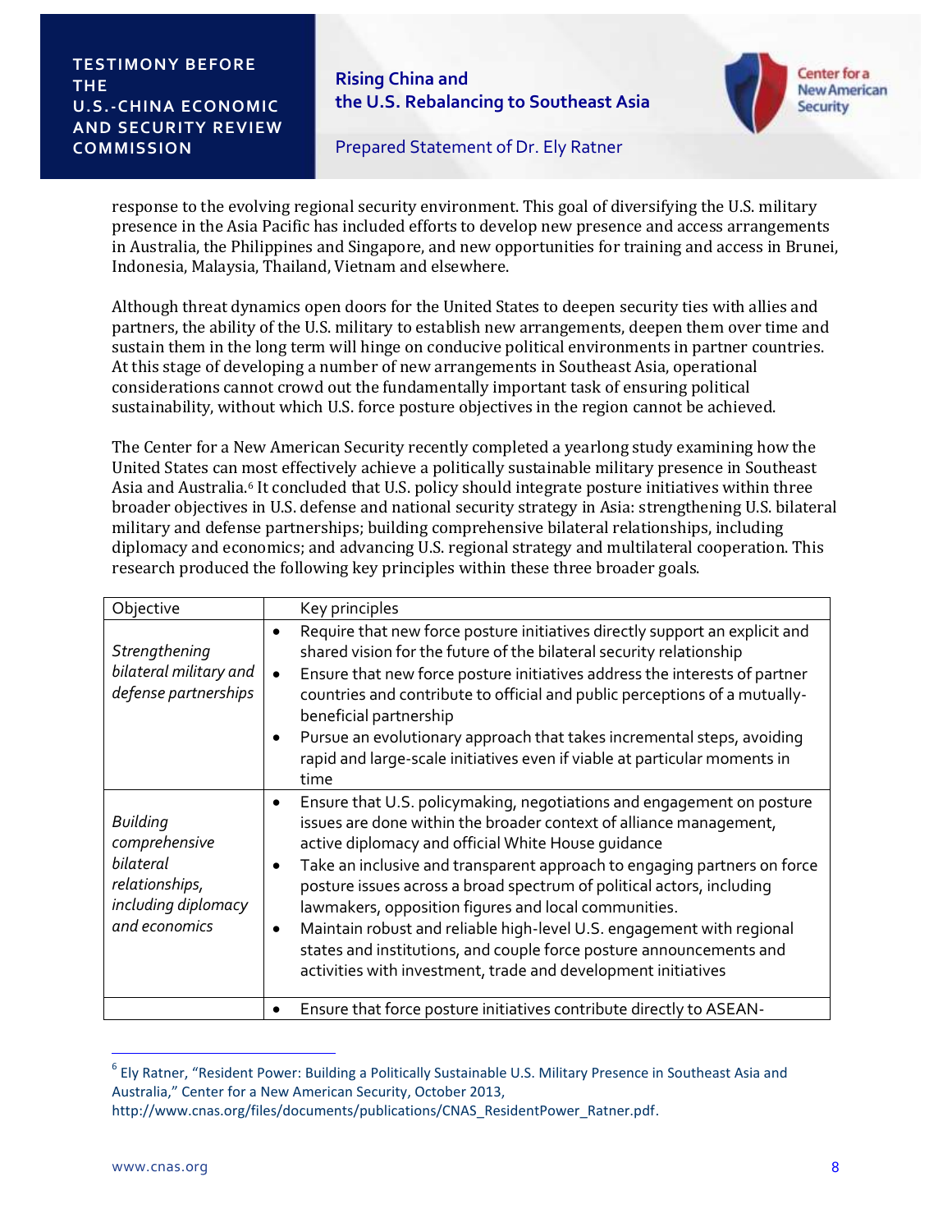response to the evolving regional security environment. This goal of diversifying the U.S. military presence in the Asia Pacific has included efforts to develop new presence and access arrangements in Australia, the Philippines and Singapore, and new opportunities for training and access in Brunei, Indonesia, Malaysia, Thailand, Vietnam and elsewhere.

Although threat dynamics open doors for the United States to deepen security ties with allies and partners, the ability of the U.S. military to establish new arrangements, deepen them over time and sustain them in the long term will hinge on conducive political environments in partner countries. At this stage of developing a number of new arrangements in Southeast Asia, operational considerations cannot crowd out the fundamentally important task of ensuring political sustainability, without which U.S. force posture objectives in the region cannot be achieved.

The Center for a New American Security recently completed a yearlong study examining how the United States can most effectively achieve a politically sustainable military presence in Southeast Asia and Australia.[6] It concluded that U.S. policy should integrate posture initiatives within three broader objectives in U.S. defense and national security strategy in Asia: strengthening U.S. bilateral military and defense partnerships; building comprehensive bilateral relationships, including diplomacy and economics; and advancing U.S. regional strategy and multilateral cooperation. This research produced the following key principles within these three broader goals.

| Objective | Key principles |
|---|---|
| *Strengthening bilateral military and defense partnerships* | • Require that new force posture initiatives directly support an explicit and shared vision for the future of the bilateral security relationship<br>• Ensure that new force posture initiatives address the interests of partner countries and contribute to official and public perceptions of a mutually-beneficial partnership<br>• Pursue an evolutionary approach that takes incremental steps, avoiding rapid and large-scale initiatives even if viable at particular moments in time |
| *Building comprehensive bilateral relationships, including diplomacy and economics* | • Ensure that U.S. policymaking, negotiations and engagement on posture issues are done within the broader context of alliance management, active diplomacy and official White House guidance<br>• Take an inclusive and transparent approach to engaging partners on force posture issues across a broad spectrum of political actors, including lawmakers, opposition figures and local communities.<br>• Maintain robust and reliable high-level U.S. engagement with regional states and institutions, and couple force posture announcements and activities with investment, trade and development initiatives |
| | • Ensure that force posture initiatives contribute directly to ASEAN- |

[6] Ely Ratner, "Resident Power: Building a Politically Sustainable U.S. Military Presence in Southeast Asia and Australia," Center for a New American Security, October 2013, http://www.cnas.org/files/documents/publications/CNAS_ResidentPower_Ratner.pdf.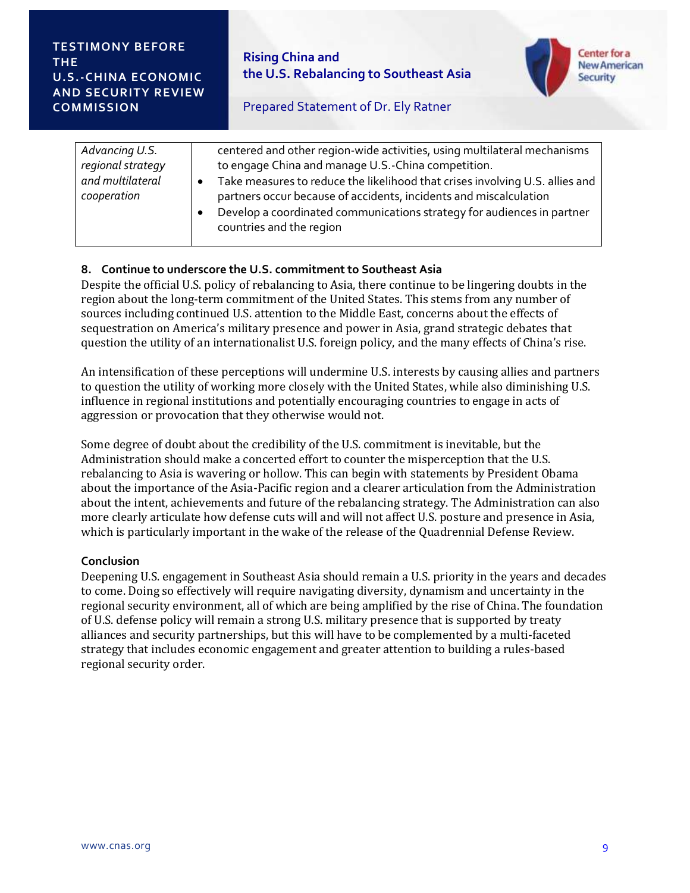| Advancing U.S. regional strategy and multilateral cooperation | centered and other region-wide activities, using multilateral mechanisms to engage China and manage U.S.-China competition.<br>• Take measures to reduce the likelihood that crises involving U.S. allies and partners occur because of accidents, incidents and miscalculation<br>• Develop a coordinated communications strategy for audiences in partner countries and the region |
|---|---|

**8. Continue to underscore the U.S. commitment to Southeast Asia**

Despite the official U.S. policy of rebalancing to Asia, there continue to be lingering doubts in the region about the long-term commitment of the United States. This stems from any number of sources including continued U.S. attention to the Middle East, concerns about the effects of sequestration on America's military presence and power in Asia, grand strategic debates that question the utility of an internationalist U.S. foreign policy, and the many effects of China's rise.

An intensification of these perceptions will undermine U.S. interests by causing allies and partners to question the utility of working more closely with the United States, while also diminishing U.S. influence in regional institutions and potentially encouraging countries to engage in acts of aggression or provocation that they otherwise would not.

Some degree of doubt about the credibility of the U.S. commitment is inevitable, but the Administration should make a concerted effort to counter the misperception that the U.S. rebalancing to Asia is wavering or hollow. This can begin with statements by President Obama about the importance of the Asia-Pacific region and a clearer articulation from the Administration about the intent, achievements and future of the rebalancing strategy. The Administration can also more clearly articulate how defense cuts will and will not affect U.S. posture and presence in Asia, which is particularly important in the wake of the release of the Quadrennial Defense Review.

**Conclusion**

Deepening U.S. engagement in Southeast Asia should remain a U.S. priority in the years and decades to come. Doing so effectively will require navigating diversity, dynamism and uncertainty in the regional security environment, all of which are being amplified by the rise of China. The foundation of U.S. defense policy will remain a strong U.S. military presence that is supported by treaty alliances and security partnerships, but this will have to be complemented by a multi-faceted strategy that includes economic engagement and greater attention to building a rules-based regional security order.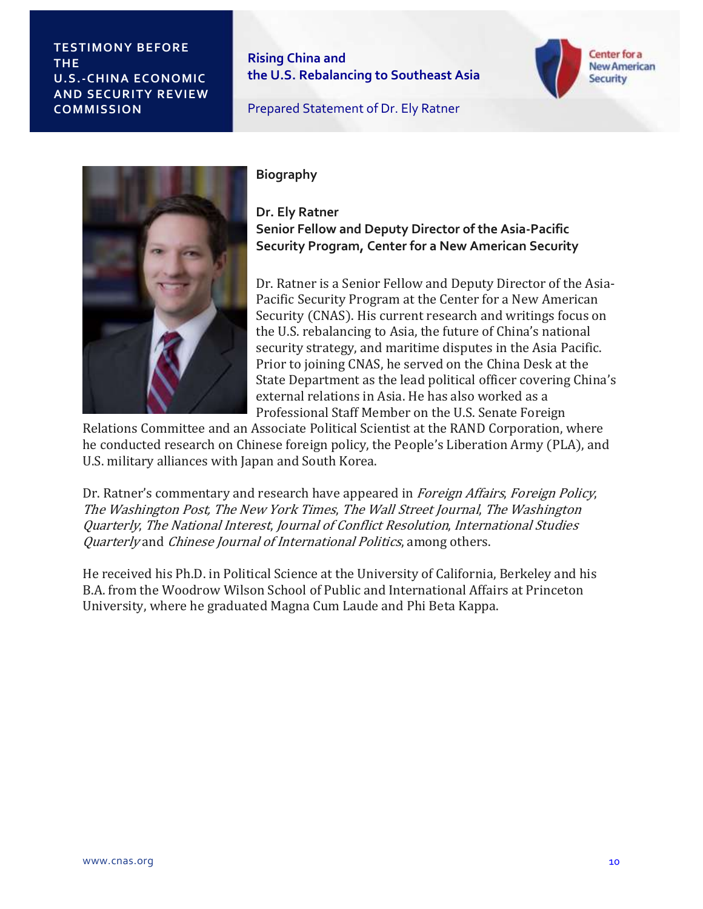## Biography

**Dr. Ely Ratner**
**Senior Fellow and Deputy Director of the Asia-Pacific Security Program, Center for a New American Security**

Dr. Ratner is a Senior Fellow and Deputy Director of the Asia-Pacific Security Program at the Center for a New American Security (CNAS). His current research and writings focus on the U.S. rebalancing to Asia, the future of China's national security strategy, and maritime disputes in the Asia Pacific. Prior to joining CNAS, he served on the China Desk at the State Department as the lead political officer covering China's external relations in Asia. He has also worked as a Professional Staff Member on the U.S. Senate Foreign Relations Committee and an Associate Political Scientist at the RAND Corporation, where he conducted research on Chinese foreign policy, the People's Liberation Army (PLA), and U.S. military alliances with Japan and South Korea.

Dr. Ratner's commentary and research have appeared in *Foreign Affairs*, *Foreign Policy*, *The Washington Post, The New York Times*, *The Wall Street Journal*, *The Washington Quarterly*, *The National Interest*, *Journal of Conflict Resolution*, *International Studies Quarterly* and *Chinese Journal of International Politics*, among others.

He received his Ph.D. in Political Science at the University of California, Berkeley and his B.A. from the Woodrow Wilson School of Public and International Affairs at Princeton University, where he graduated Magna Cum Laude and Phi Beta Kappa.